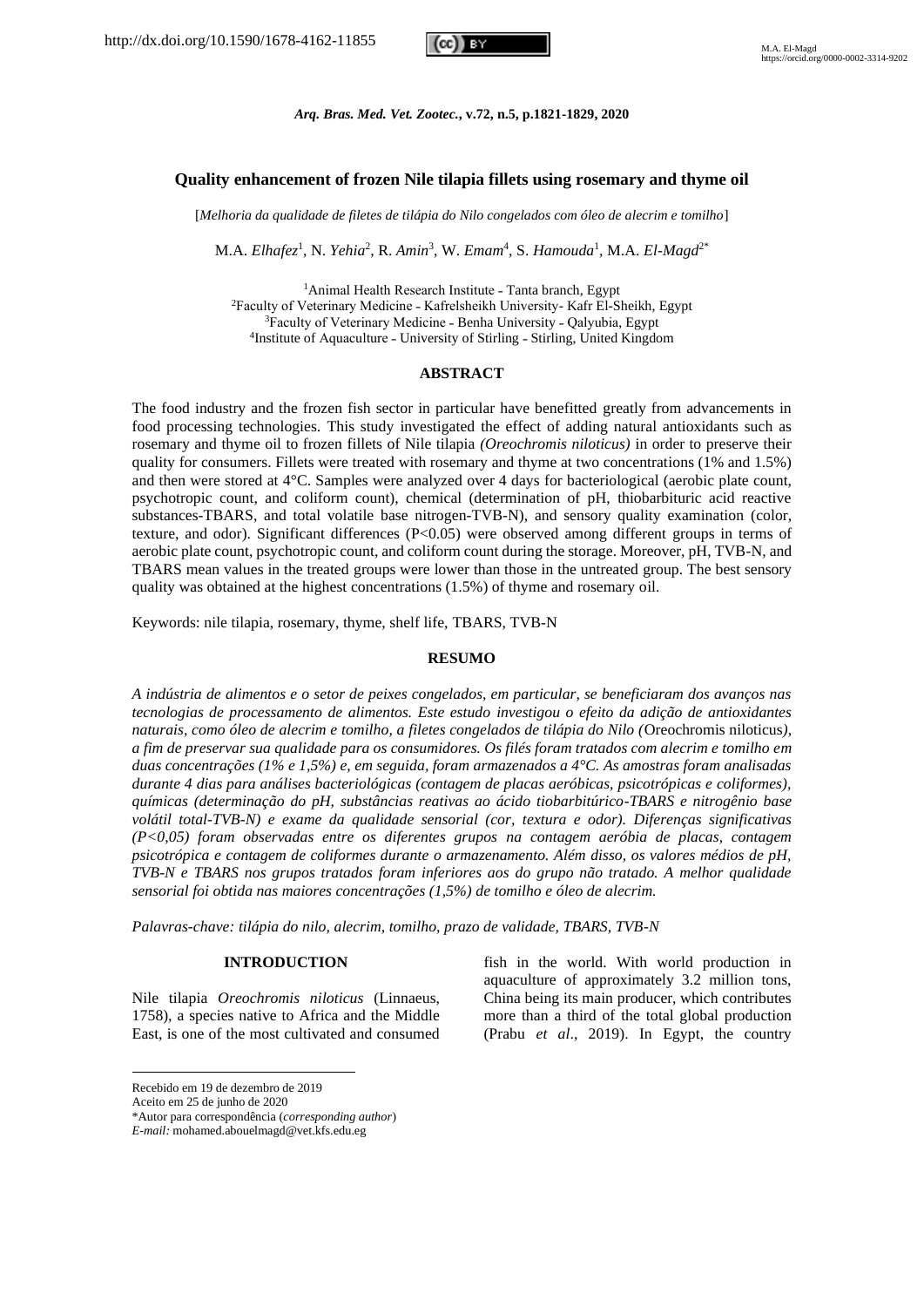# Quality enhancement of frozen Nile tilapia fillets using rosemary and thyme oil

[*Melhoria da qualidade de filetes de tilápia do Nilo congelados com óleo de alecrim e tomilho*]

M.A. *Elhafez*[1], N. *Yehia*[2], R. *Amin*[3], W. *Emam*[4], S. *Hamouda*[1], M.A. *El-Magd*[2*]

[1]Animal Health Research Institute - Tanta branch, Egypt
[2]Faculty of Veterinary Medicine - Kafrelsheikh University- Kafr El-Sheikh, Egypt
[3]Faculty of Veterinary Medicine - Benha University - Qalyubia, Egypt
[4]Institute of Aquaculture - University of Stirling - Stirling, United Kingdom

## ABSTRACT

The food industry and the frozen fish sector in particular have benefitted greatly from advancements in food processing technologies. This study investigated the effect of adding natural antioxidants such as rosemary and thyme oil to frozen fillets of Nile tilapia *(Oreochromis niloticus)* in order to preserve their quality for consumers. Fillets were treated with rosemary and thyme at two concentrations (1% and 1.5%) and then were stored at 4°C. Samples were analyzed over 4 days for bacteriological (aerobic plate count, psychotropic count, and coliform count), chemical (determination of pH, thiobarbituric acid reactive substances-TBARS, and total volatile base nitrogen-TVB-N), and sensory quality examination (color, texture, and odor). Significant differences ($P<0.05$) were observed among different groups in terms of aerobic plate count, psychotropic count, and coliform count during the storage. Moreover, pH, TVB-N, and TBARS mean values in the treated groups were lower than those in the untreated group. The best sensory quality was obtained at the highest concentrations (1.5%) of thyme and rosemary oil.

Keywords: nile tilapia, rosemary, thyme, shelf life, TBARS, TVB-N

## RESUMO

*A indústria de alimentos e o setor de peixes congelados, em particular, se beneficiaram dos avanços nas tecnologias de processamento de alimentos. Este estudo investigou o efeito da adição de antioxidantes naturais, como óleo de alecrim e tomilho, a filetes congelados de tilápia do Nilo (*Oreochromis niloticus*), a fim de preservar sua qualidade para os consumidores. Os filés foram tratados com alecrim e tomilho em duas concentrações (1% e 1,5%) e, em seguida, foram armazenados a 4°C. As amostras foram analisadas durante 4 dias para análises bacteriológicas (contagem de placas aeróbicas, psicotrópicas e coliformes), químicas (determinação do pH, substâncias reativas ao ácido tiobarbitúrico-TBARS e nitrogênio base volátil total-TVB-N) e exame da qualidade sensorial (cor, textura e odor). Diferenças significativas (P<0,05) foram observadas entre os diferentes grupos na contagem aeróbia de placas, contagem psicotrópica e contagem de coliformes durante o armazenamento. Além disso, os valores médios de pH, TVB-N e TBARS nos grupos tratados foram inferiores aos do grupo não tratado. A melhor qualidade sensorial foi obtida nas maiores concentrações (1,5%) de tomilho e óleo de alecrim.*

*Palavras-chave: tilápia do nilo, alecrim, tomilho, prazo de validade, TBARS, TVB-N*

## INTRODUCTION

Nile tilapia *Oreochromis niloticus* (Linnaeus, 1758), a species native to Africa and the Middle East, is one of the most cultivated and consumed fish in the world. With world production in aquaculture of approximately 3.2 million tons, China being its main producer, which contributes more than a third of the total global production (Prabu *et al*., 2019). In Egypt, the country

---

Recebido em 19 de dezembro de 2019
Aceito em 25 de junho de 2020
*Autor para correspondência (*corresponding author*)
*E-mail:* mohamed.abouelmagd@vet.kfs.edu.eg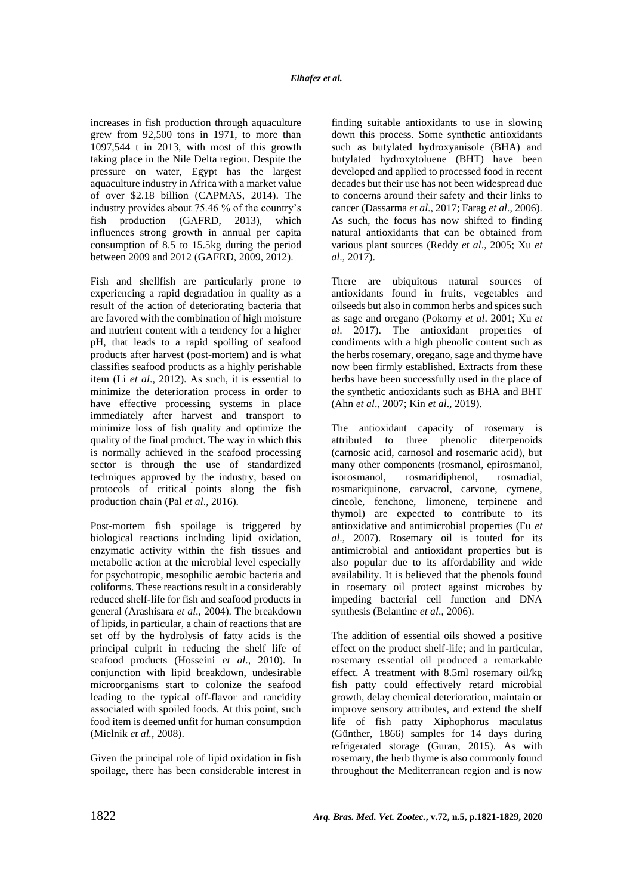increases in fish production through aquaculture grew from 92,500 tons in 1971, to more than 1097,544 t in 2013, with most of this growth taking place in the Nile Delta region. Despite the pressure on water, Egypt has the largest aquaculture industry in Africa with a market value of over $2.18 billion (CAPMAS, 2014). The industry provides about 75.46 % of the country's fish production (GAFRD, 2013), which influences strong growth in annual per capita consumption of 8.5 to 15.5kg during the period between 2009 and 2012 (GAFRD, 2009, 2012).

Fish and shellfish are particularly prone to experiencing a rapid degradation in quality as a result of the action of deteriorating bacteria that are favored with the combination of high moisture and nutrient content with a tendency for a higher pH, that leads to a rapid spoiling of seafood products after harvest (post-mortem) and is what classifies seafood products as a highly perishable item (Li *et al*., 2012). As such, it is essential to minimize the deterioration process in order to have effective processing systems in place immediately after harvest and transport to minimize loss of fish quality and optimize the quality of the final product. The way in which this is normally achieved in the seafood processing sector is through the use of standardized techniques approved by the industry, based on protocols of critical points along the fish production chain (Pal *et al*., 2016).

Post-mortem fish spoilage is triggered by biological reactions including lipid oxidation, enzymatic activity within the fish tissues and metabolic action at the microbial level especially for psychotropic, mesophilic aerobic bacteria and coliforms. These reactions result in a considerably reduced shelf-life for fish and seafood products in general (Arashisara *et al*., 2004). The breakdown of lipids, in particular, a chain of reactions that are set off by the hydrolysis of fatty acids is the principal culprit in reducing the shelf life of seafood products (Hosseini *et al*., 2010). In conjunction with lipid breakdown, undesirable microorganisms start to colonize the seafood leading to the typical off-flavor and rancidity associated with spoiled foods. At this point, such food item is deemed unfit for human consumption (Mielnik *et al.*, 2008).

Given the principal role of lipid oxidation in fish spoilage, there has been considerable interest in finding suitable antioxidants to use in slowing down this process. Some synthetic antioxidants such as butylated hydroxyanisole (BHA) and butylated hydroxytoluene (BHT) have been developed and applied to processed food in recent decades but their use has not been widespread due to concerns around their safety and their links to cancer (Dassarma *et al*., 2017; Farag *et al*., 2006). As such, the focus has now shifted to finding natural antioxidants that can be obtained from various plant sources (Reddy *et al*., 2005; Xu *et al*., 2017).

There are ubiquitous natural sources of antioxidants found in fruits, vegetables and oilseeds but also in common herbs and spices such as sage and oregano (Pokorny *et al*. 2001; Xu *et al*. 2017). The antioxidant properties of condiments with a high phenolic content such as the herbs rosemary, oregano, sage and thyme have now been firmly established. Extracts from these herbs have been successfully used in the place of the synthetic antioxidants such as BHA and BHT (Ahn *et al*., 2007; Kin *et al*., 2019).

The antioxidant capacity of rosemary is attributed to three phenolic diterpenoids (carnosic acid, carnosol and rosemaric acid), but many other components (rosmanol, epirosmanol, isorosmanol, rosmaridiphenol, rosmadial, rosmariquinone, carvacrol, carvone, cymene, cineole, fenchone, limonene, terpinene and thymol) are expected to contribute to its antioxidative and antimicrobial properties (Fu *et al*., 2007). Rosemary oil is touted for its antimicrobial and antioxidant properties but is also popular due to its affordability and wide availability. It is believed that the phenols found in rosemary oil protect against microbes by impeding bacterial cell function and DNA synthesis (Belantine *et al*., 2006).

The addition of essential oils showed a positive effect on the product shelf-life; and in particular, rosemary essential oil produced a remarkable effect. A treatment with 8.5ml rosemary oil/kg fish patty could effectively retard microbial growth, delay chemical deterioration, maintain or improve sensory attributes, and extend the shelf life of fish patty Xiphophorus maculatus (Günther, 1866) samples for 14 days during refrigerated storage (Guran, 2015). As with rosemary, the herb thyme is also commonly found throughout the Mediterranean region and is now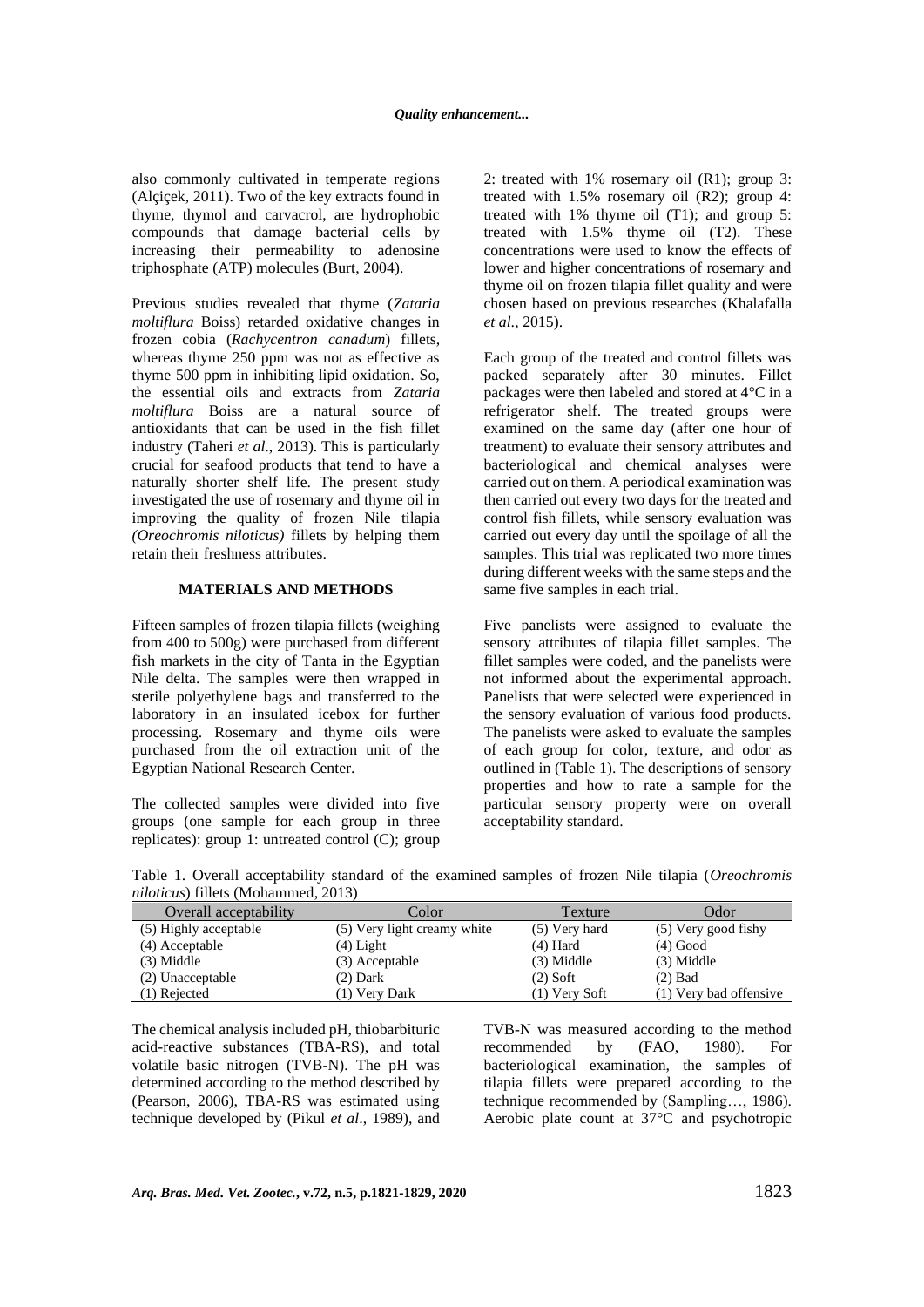also commonly cultivated in temperate regions (Alçiçek, 2011). Two of the key extracts found in thyme, thymol and carvacrol, are hydrophobic compounds that damage bacterial cells by increasing their permeability to adenosine triphosphate (ATP) molecules (Burt, 2004).

Previous studies revealed that thyme (*Zataria moltiflura* Boiss) retarded oxidative changes in frozen cobia (*Rachycentron canadum*) fillets, whereas thyme 250 ppm was not as effective as thyme 500 ppm in inhibiting lipid oxidation. So, the essential oils and extracts from *Zataria moltiflura* Boiss are a natural source of antioxidants that can be used in the fish fillet industry (Taheri *et al*., 2013). This is particularly crucial for seafood products that tend to have a naturally shorter shelf life. The present study investigated the use of rosemary and thyme oil in improving the quality of frozen Nile tilapia *(Oreochromis niloticus)* fillets by helping them retain their freshness attributes.

## MATERIALS AND METHODS

Fifteen samples of frozen tilapia fillets (weighing from 400 to 500g) were purchased from different fish markets in the city of Tanta in the Egyptian Nile delta. The samples were then wrapped in sterile polyethylene bags and transferred to the laboratory in an insulated icebox for further processing. Rosemary and thyme oils were purchased from the oil extraction unit of the Egyptian National Research Center.

The collected samples were divided into five groups (one sample for each group in three replicates): group 1: untreated control (C); group 2: treated with 1% rosemary oil (R1); group 3: treated with 1.5% rosemary oil (R2); group 4: treated with 1% thyme oil (T1); and group 5: treated with 1.5% thyme oil (T2). These concentrations were used to know the effects of lower and higher concentrations of rosemary and thyme oil on frozen tilapia fillet quality and were chosen based on previous researches (Khalafalla *et al*., 2015).

Each group of the treated and control fillets was packed separately after 30 minutes. Fillet packages were then labeled and stored at 4°C in a refrigerator shelf. The treated groups were examined on the same day (after one hour of treatment) to evaluate their sensory attributes and bacteriological and chemical analyses were carried out on them. A periodical examination was then carried out every two days for the treated and control fish fillets, while sensory evaluation was carried out every day until the spoilage of all the samples. This trial was replicated two more times during different weeks with the same steps and the same five samples in each trial.

Five panelists were assigned to evaluate the sensory attributes of tilapia fillet samples. The fillet samples were coded, and the panelists were not informed about the experimental approach. Panelists that were selected were experienced in the sensory evaluation of various food products. The panelists were asked to evaluate the samples of each group for color, texture, and odor as outlined in (Table 1). The descriptions of sensory properties and how to rate a sample for the particular sensory property were on overall acceptability standard.

Table 1. Overall acceptability standard of the examined samples of frozen Nile tilapia (*Oreochromis niloticus*) fillets (Mohammed, 2013)

| Overall acceptability | Color | Texture | Odor |
|---|---|---|---|
| (5) Highly acceptable | (5) Very light creamy white | (5) Very hard | (5) Very good fishy |
| (4) Acceptable | (4) Light | (4) Hard | (4) Good |
| (3) Middle | (3) Acceptable | (3) Middle | (3) Middle |
| (2) Unacceptable | (2) Dark | (2) Soft | (2) Bad |
| (1) Rejected | (1) Very Dark | (1) Very Soft | (1) Very bad offensive |

The chemical analysis included pH, thiobarbituric acid-reactive substances (TBA-RS), and total volatile basic nitrogen (TVB-N). The pH was determined according to the method described by (Pearson, 2006), TBA-RS was estimated using technique developed by (Pikul *et al*., 1989), and TVB-N was measured according to the method recommended by (FAO, 1980). For bacteriological examination, the samples of tilapia fillets were prepared according to the technique recommended by (Sampling…, 1986). Aerobic plate count at 37°C and psychotropic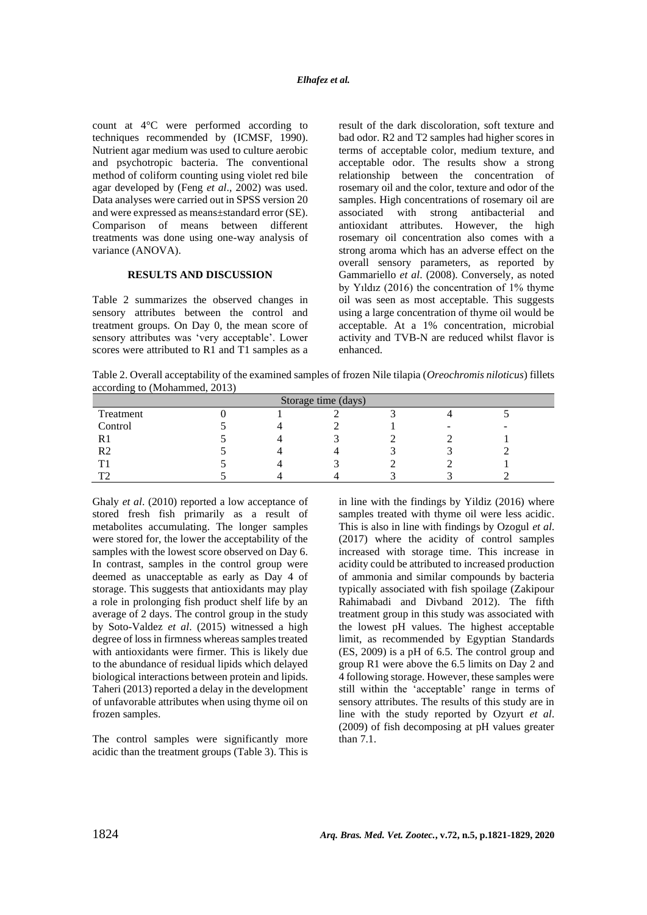count at 4°C were performed according to techniques recommended by (ICMSF, 1990). Nutrient agar medium was used to culture aerobic and psychotropic bacteria. The conventional method of coliform counting using violet red bile agar developed by (Feng *et al*., 2002) was used. Data analyses were carried out in SPSS version 20 and were expressed as means±standard error (SE). Comparison of means between different treatments was done using one-way analysis of variance (ANOVA).

## RESULTS AND DISCUSSION

Table 2 summarizes the observed changes in sensory attributes between the control and treatment groups. On Day 0, the mean score of sensory attributes was 'very acceptable'. Lower scores were attributed to R1 and T1 samples as a result of the dark discoloration, soft texture and bad odor. R2 and T2 samples had higher scores in terms of acceptable color, medium texture, and acceptable odor. The results show a strong relationship between the concentration of rosemary oil and the color, texture and odor of the samples. High concentrations of rosemary oil are associated with strong antibacterial and antioxidant attributes. However, the high rosemary oil concentration also comes with a strong aroma which has an adverse effect on the overall sensory parameters, as reported by Gammariello *et al*. (2008). Conversely, as noted by Yıldız (2016) the concentration of 1% thyme oil was seen as most acceptable. This suggests using a large concentration of thyme oil would be acceptable. At a 1% concentration, microbial activity and TVB-N are reduced whilst flavor is enhanced.

Table 2. Overall acceptability of the examined samples of frozen Nile tilapia (*Oreochromis niloticus*) fillets according to (Mohammed, 2013)

| | Storage time (days) | | | | | |
|---|---|---|---|---|---|---|
| Treatment | 0 | 1 | 2 | 3 | 4 | 5 |
| Control | 5 | 4 | 2 | 1 | - | - |
| R1 | 5 | 4 | 3 | 2 | 2 | 1 |
| R2 | 5 | 4 | 4 | 3 | 3 | 2 |
| T1 | 5 | 4 | 3 | 2 | 2 | 1 |
| T2 | 5 | 4 | 4 | 3 | 3 | 2 |

Ghaly *et al*. (2010) reported a low acceptance of stored fresh fish primarily as a result of metabolites accumulating. The longer samples were stored for, the lower the acceptability of the samples with the lowest score observed on Day 6. In contrast, samples in the control group were deemed as unacceptable as early as Day 4 of storage. This suggests that antioxidants may play a role in prolonging fish product shelf life by an average of 2 days. The control group in the study by Soto-Valdez *et al*. (2015) witnessed a high degree of loss in firmness whereas samples treated with antioxidants were firmer. This is likely due to the abundance of residual lipids which delayed biological interactions between protein and lipids. Taheri (2013) reported a delay in the development of unfavorable attributes when using thyme oil on frozen samples.

The control samples were significantly more acidic than the treatment groups (Table 3). This is in line with the findings by Yildiz (2016) where samples treated with thyme oil were less acidic. This is also in line with findings by Ozogul *et al*. (2017) where the acidity of control samples increased with storage time. This increase in acidity could be attributed to increased production of ammonia and similar compounds by bacteria typically associated with fish spoilage (Zakipour Rahimabadi and Divband 2012). The fifth treatment group in this study was associated with the lowest pH values. The highest acceptable limit, as recommended by Egyptian Standards (ES, 2009) is a pH of 6.5. The control group and group R1 were above the 6.5 limits on Day 2 and 4 following storage. However, these samples were still within the 'acceptable' range in terms of sensory attributes. The results of this study are in line with the study reported by Ozyurt *et al*. (2009) of fish decomposing at pH values greater than 7.1.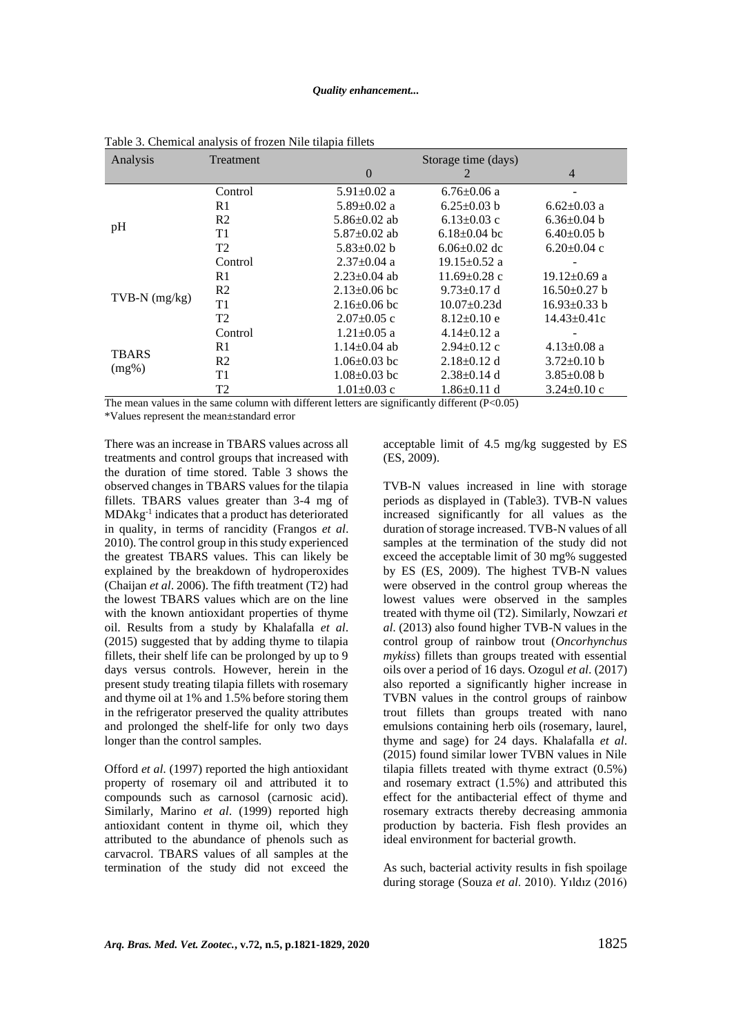Table 3. Chemical analysis of frozen Nile tilapia fillets

| Analysis | Treatment | Storage time (days) | | |
|---|---|---|---|---|
| | | 0 | 2 | 4 |
| pH | Control | 5.91±0.02 a | 6.76±0.06 a | - |
| | R1 | 5.89±0.02 a | 6.25±0.03 b | 6.62±0.03 a |
| | R2 | 5.86±0.02 ab | 6.13±0.03 c | 6.36±0.04 b |
| | T1 | 5.87±0.02 ab | 6.18±0.04 bc | 6.40±0.05 b |
| | T2 | 5.83±0.02 b | 6.06±0.02 dc | 6.20±0.04 c |
| TVB-N (mg/kg) | Control | 2.37±0.04 a | 19.15±0.52 a | - |
| | R1 | 2.23±0.04 ab | 11.69±0.28 c | 19.12±0.69 a |
| | R2 | 2.13±0.06 bc | 9.73±0.17 d | 16.50±0.27 b |
| | T1 | 2.16±0.06 bc | 10.07±0.23d | 16.93±0.33 b |
| | T2 | 2.07±0.05 c | 8.12±0.10 e | 14.43±0.41c |
| TBARS (mg%) | Control | 1.21±0.05 a | 4.14±0.12 a | - |
| | R1 | 1.14±0.04 ab | 2.94±0.12 c | 4.13±0.08 a |
| | R2 | 1.06±0.03 bc | 2.18±0.12 d | 3.72±0.10 b |
| | T1 | 1.08±0.03 bc | 2.38±0.14 d | 3.85±0.08 b |
| | T2 | 1.01±0.03 c | 1.86±0.11 d | 3.24±0.10 c |

The mean values in the same column with different letters are significantly different ($P<0.05$)
*Values represent the mean±standard error

There was an increase in TBARS values across all treatments and control groups that increased with the duration of time stored. Table 3 shows the observed changes in TBARS values for the tilapia fillets. TBARS values greater than 3-4 mg of $MDAkg^{-1}$ indicates that a product has deteriorated in quality, in terms of rancidity (Frangos *et al*. 2010). The control group in this study experienced the greatest TBARS values. This can likely be explained by the breakdown of hydroperoxides (Chaijan *et al*. 2006). The fifth treatment (T2) had the lowest TBARS values which are on the line with the known antioxidant properties of thyme oil. Results from a study by Khalafalla *et al*. (2015) suggested that by adding thyme to tilapia fillets, their shelf life can be prolonged by up to 9 days versus controls. However, herein in the present study treating tilapia fillets with rosemary and thyme oil at 1% and 1.5% before storing them in the refrigerator preserved the quality attributes and prolonged the shelf-life for only two days longer than the control samples.

Offord *et al*. (1997) reported the high antioxidant property of rosemary oil and attributed it to compounds such as carnosol (carnosic acid). Similarly, Marino *et al*. (1999) reported high antioxidant content in thyme oil, which they attributed to the abundance of phenols such as carvacrol. TBARS values of all samples at the termination of the study did not exceed the acceptable limit of 4.5 mg/kg suggested by ES (ES, 2009).

TVB-N values increased in line with storage periods as displayed in (Table3). TVB-N values increased significantly for all values as the duration of storage increased. TVB-N values of all samples at the termination of the study did not exceed the acceptable limit of 30 mg% suggested by ES (ES, 2009). The highest TVB-N values were observed in the control group whereas the lowest values were observed in the samples treated with thyme oil (T2). Similarly, Nowzari *et al*. (2013) also found higher TVB-N values in the control group of rainbow trout (*Oncorhynchus mykiss*) fillets than groups treated with essential oils over a period of 16 days. Ozogul *et al*. (2017) also reported a significantly higher increase in TVBN values in the control groups of rainbow trout fillets than groups treated with nano emulsions containing herb oils (rosemary, laurel, thyme and sage) for 24 days. Khalafalla *et al*. (2015) found similar lower TVBN values in Nile tilapia fillets treated with thyme extract (0.5%) and rosemary extract (1.5%) and attributed this effect for the antibacterial effect of thyme and rosemary extracts thereby decreasing ammonia production by bacteria. Fish flesh provides an ideal environment for bacterial growth.

As such, bacterial activity results in fish spoilage during storage (Souza *et al*. 2010). Yıldız (2016)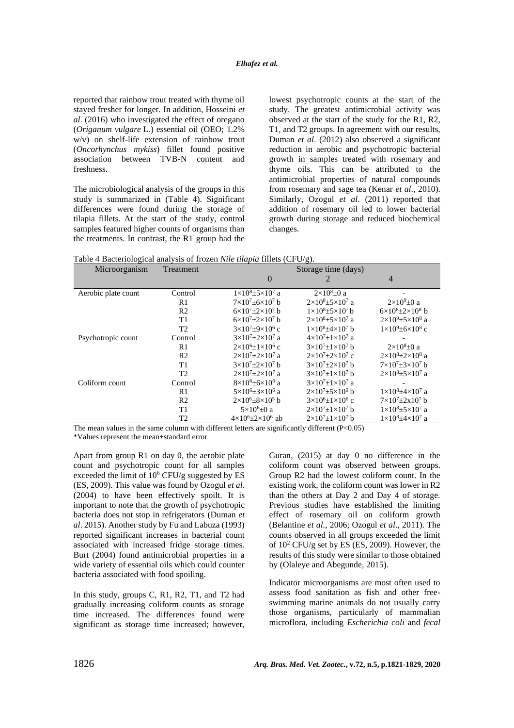reported that rainbow trout treated with thyme oil stayed fresher for longer. In addition, Hosseini *et al*. (2016) who investigated the effect of oregano (*Origanum vulgare* L.) essential oil (OEO; 1.2% w/v) on shelf-life extension of rainbow trout (*Oncorhynchus mykiss*) fillet found positive association between TVB-N content and freshness.

The microbiological analysis of the groups in this study is summarized in (Table 4). Significant differences were found during the storage of tilapia fillets. At the start of the study, control samples featured higher counts of organisms than the treatments. In contrast, the R1 group had the lowest psychotropic counts at the start of the study. The greatest antimicrobial activity was observed at the start of the study for the R1, R2, T1, and T2 groups. In agreement with our results, Duman *et al*. (2012) also observed a significant reduction in aerobic and psychotropic bacterial growth in samples treated with rosemary and thyme oils. This can be attributed to the antimicrobial properties of natural compounds from rosemary and sage tea (Kenar *et al*., 2010). Similarly, Ozogul *et al*. (2011) reported that addition of rosemary oil led to lower bacterial growth during storage and reduced biochemical changes.

Table 4 Bacteriological analysis of frozen *Nile tilapia* fillets (CFU/g).

| Microorganism | Treatment | Storage time (days) | | |
|---|---|---|---|---|
| | | 0 | 2 | 4 |
| Aerobic plate count | Control | $1\times10^8\pm5\times10^7$ a | $2\times10^8\pm0$ a | - |
| | R1 | $7\times10^7\pm6\times10^7$ b | $2\times10^8\pm5\times10^7$ a | $2\times10^9\pm0$ a |
| | R2 | $6\times10^7\pm2\times10^7$ b | $1\times10^8\pm5\times10^7$ b | $6\times10^8\pm2\times10^8$ b |
| | T1 | $6\times10^7\pm2\times10^7$ b | $2\times10^8\pm5\times10^7$ a | $2\times10^9\pm5\times10^8$ a |
| | T2 | $3\times10^7\pm9\times10^6$ c | $1\times10^8\pm4\times10^7$ b | $1\times10^9\pm6\times10^8$ c |
| Psychotropic count | Control | $3\times10^7\pm2\times10^7$ a | $4\times10^7\pm1\times10^7$ a | - |
| | R1 | $2\times10^6\pm1\times10^6$ c | $3\times10^7\pm1\times10^7$ b | $2\times10^8\pm0$ a |
| | R2 | $2\times10^7\pm2\times10^7$ a | $2\times10^7\pm2\times10^7$ c | $2\times10^8\pm2\times10^8$ a |
| | T1 | $3\times10^7\pm2\times10^7$ b | $3\times10^7\pm2\times10^7$ b | $7\times10^7\pm3\times10^7$ b |
| | T2 | $2\times10^7\pm2\times10^7$ a | $3\times10^7\pm1\times10^7$ b | $2\times10^8\pm5\times10^7$ a |
| Coliform count | Control | $8\times10^6\pm6\times10^6$ a | $3\times10^7\pm1\times10^7$ a | - |
| | R1 | $5\times10^6\pm3\times10^6$ a | $2\times10^7\pm5\times10^6$ b | $1\times10^8\pm4\times10^7$ a |
| | R2 | $2\times10^6\pm8\times10^5$ b | $3\times10^6\pm1\times10^6$ c | $7\times10^7\pm2\times10^7$ b |
| | T1 | $5\times10^6\pm0$ a | $2\times10^7\pm1\times10^7$ b | $1\times10^8\pm5\times10^7$ a |
| | T2 | $4\times10^6\pm2\times10^6$ ab | $2\times10^7\pm1\times10^7$ b | $1\times10^8\pm4\times10^7$ a |

The mean values in the same column with different letters are significantly different (P<0.05)
*Values represent the mean±standard error

Apart from group R1 on day 0, the aerobic plate count and psychotropic count for all samples exceeded the limit of $10^6$ CFU/g suggested by ES (ES, 2009). This value was found by Ozogul *et al*. (2004) to have been effectively spoilt. It is important to note that the growth of psychotropic bacteria does not stop in refrigerators (Duman *et al*. 2015). Another study by Fu and Labuza (1993) reported significant increases in bacterial count associated with increased fridge storage times. Burt (2004) found antimicrobial properties in a wide variety of essential oils which could counter bacteria associated with food spoiling.

In this study, groups C, R1, R2, T1, and T2 had gradually increasing coliform counts as storage time increased. The differences found were significant as storage time increased; however, Guran, (2015) at day 0 no difference in the coliform count was observed between groups. Group R2 had the lowest coliform count. In the existing work, the coliform count was lower in R2 than the others at Day 2 and Day 4 of storage. Previous studies have established the limiting effect of rosemary oil on coliform growth (Belantine *et al*., 2006; Ozogul *et al*., 2011). The counts observed in all groups exceeded the limit of $10^2$ CFU/g set by ES (ES, 2009). However, the results of this study were similar to those obtained by (Olaleye and Abegunde, 2015).

Indicator microorganisms are most often used to assess food sanitation as fish and other free-swimming marine animals do not usually carry those organisms, particularly of mammalian microflora, including *Escherichia coli* and *fecal*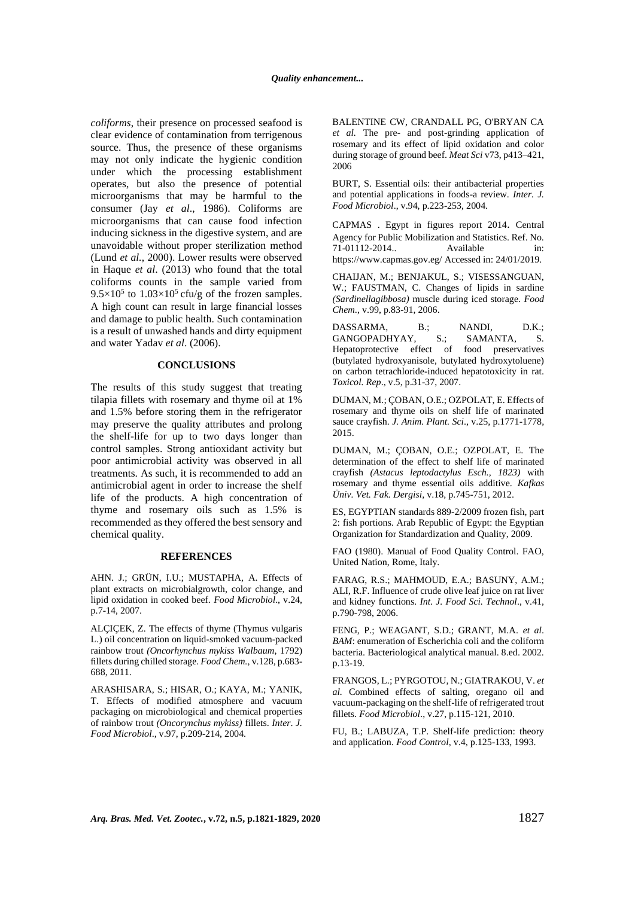*coliforms*, their presence on processed seafood is clear evidence of contamination from terrigenous source. Thus, the presence of these organisms may not only indicate the hygienic condition under which the processing establishment operates, but also the presence of potential microorganisms that may be harmful to the consumer (Jay *et al*., 1986). Coliforms are microorganisms that can cause food infection inducing sickness in the digestive system, and are unavoidable without proper sterilization method (Lund *et al.*, 2000). Lower results were observed in Haque *et al*. (2013) who found that the total coliforms counts in the sample varied from $9.5{\times}10^5$ to $1.03{\times}10^5$ cfu/g of the frozen samples. A high count can result in large financial losses and damage to public health. Such contamination is a result of unwashed hands and dirty equipment and water Yadav *et al*. (2006).

## CONCLUSIONS

The results of this study suggest that treating tilapia fillets with rosemary and thyme oil at 1% and 1.5% before storing them in the refrigerator may preserve the quality attributes and prolong the shelf-life for up to two days longer than control samples. Strong antioxidant activity but poor antimicrobial activity was observed in all treatments. As such, it is recommended to add an antimicrobial agent in order to increase the shelf life of the products. A high concentration of thyme and rosemary oils such as 1.5% is recommended as they offered the best sensory and chemical quality.

## REFERENCES

AHN. J.; GRÜN, I.U.; MUSTAPHA, A. Effects of plant extracts on microbialgrowth, color change, and lipid oxidation in cooked beef. *Food Microbiol*., v.24, p.7-14, 2007.

ALÇIÇEK, Z. The effects of thyme (Thymus vulgaris L.) oil concentration on liquid-smoked vacuum-packed rainbow trout *(Oncorhynchus mykiss Walbaum,* 1792) fillets during chilled storage. *Food Chem.*, v.128, p.683-688, 2011.

ARASHISARA, S.; HISAR, O.; KAYA, M.; YANIK, T. Effects of modified atmosphere and vacuum packaging on microbiological and chemical properties of rainbow trout *(Oncorynchus mykiss)* fillets. *Inter. J. Food Microbiol*., v.97, p.209-214, 2004.

BALENTINE CW, CRANDALL PG, O'BRYAN CA *et al.* The pre- and post-grinding application of rosemary and its effect of lipid oxidation and color during storage of ground beef. *Meat Sci* v73, p413–421, 2006

BURT, S. Essential oils: their antibacterial properties and potential applications in foods-a review. *Inter. J. Food Microbiol*., v.94, p.223-253, 2004.

CAPMAS . Egypt in figures report 2014. Central Agency for Public Mobilization and Statistics. Ref. No. 71-01112-2014.. Available in: https://www.capmas.gov.eg/ Accessed in: 24/01/2019.

CHAIJAN, M.; BENJAKUL, S.; VISESSANGUAN, W.; FAUSTMAN, C. Changes of lipids in sardine *(Sardinellagibbosa)* muscle during iced storage. *Food Chem*., v.99, p.83-91, 2006.

DASSARMA, B.; NANDI, D.K.; GANGOPADHYAY, S.; SAMANTA, S. Hepatoprotective effect of food preservatives (butylated hydroxyanisole, butylated hydroxytoluene) on carbon tetrachloride-induced hepatotoxicity in rat. *Toxicol. Rep*., v.5, p.31-37, 2007.

DUMAN, M.; ÇOBAN, O.E.; OZPOLAT, E. Effects of rosemary and thyme oils on shelf life of marinated sauce crayfish. *J. Anim. Plant. Sci*., v.25, p.1771-1778, 2015.

DUMAN, M.; ÇOBAN, O.E.; OZPOLAT, E. The determination of the effect to shelf life of marinated crayfish *(Astacus leptodactylus Esch., 1823)* with rosemary and thyme essential oils additive. *Kafkas Üniv. Vet. Fak. Dergisi*, v.18, p.745-751, 2012.

ES, EGYPTIAN standards 889-2/2009 frozen fish, part 2: fish portions. Arab Republic of Egypt: the Egyptian Organization for Standardization and Quality, 2009.

FAO (1980). Manual of Food Quality Control. FAO, United Nation, Rome, Italy.

FARAG, R.S.; MAHMOUD, E.A.; BASUNY, A.M.; ALI, R.F. Influence of crude olive leaf juice on rat liver and kidney functions. *Int. J. Food Sci. Technol*., v.41, p.790-798, 2006.

FENG, P.; WEAGANT, S.D.; GRANT, M.A. *et al*. *BAM*: enumeration of Escherichia coli and the coliform bacteria. Bacteriological analytical manual. 8.ed. 2002. p.13-19.

FRANGOS, L.; PYRGOTOU, N.; GIATRAKOU, V. *et al.* Combined effects of salting, oregano oil and vacuum-packaging on the shelf-life of refrigerated trout fillets. *Food Microbiol*., v.27, p.115-121, 2010.

FU, B.; LABUZA, T.P. Shelf-life prediction: theory and application. *Food Control*, v.4, p.125-133, 1993.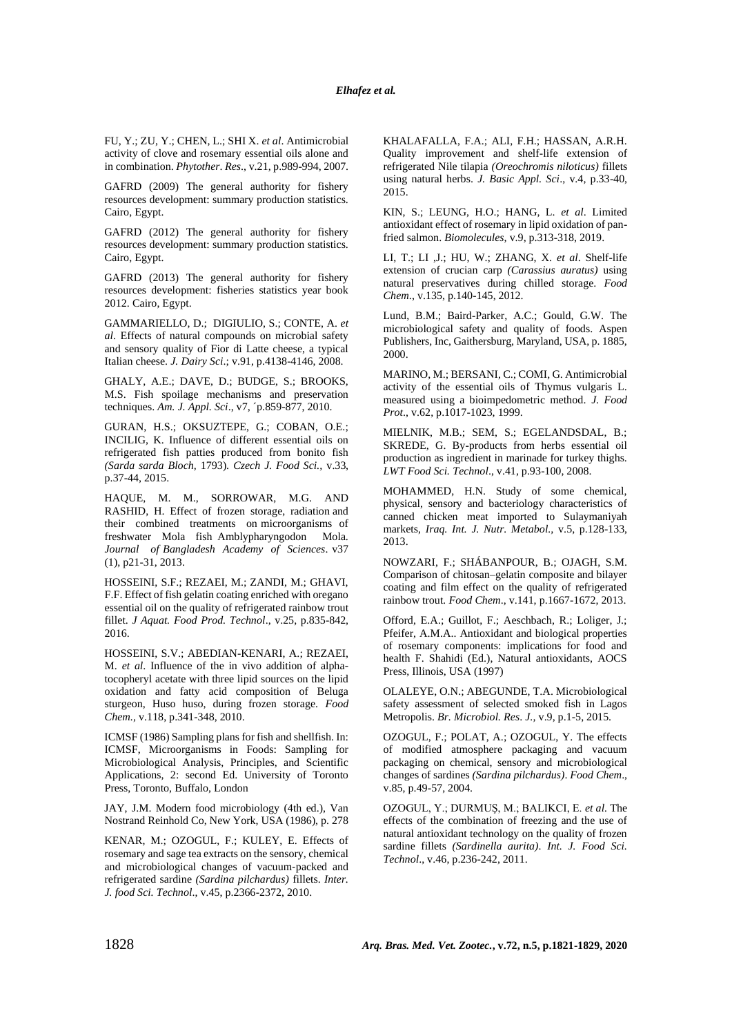FU, Y.; ZU, Y.; CHEN, L.; SHI X. *et al*. Antimicrobial activity of clove and rosemary essential oils alone and in combination. *Phytother. Res*., v.21, p.989-994, 2007.

GAFRD (2009) The general authority for fishery resources development: summary production statistics. Cairo, Egypt.

GAFRD (2012) The general authority for fishery resources development: summary production statistics. Cairo, Egypt.

GAFRD (2013) The general authority for fishery resources development: fisheries statistics year book 2012. Cairo, Egypt.

GAMMARIELLO, D.; DIGIULIO, S.; CONTE, A. *et al*. Effects of natural compounds on microbial safety and sensory quality of Fior di Latte cheese, a typical Italian cheese. *J. Dairy Sci*.; v.91, p.4138-4146, 2008.

GHALY, A.E.; DAVE, D.; BUDGE, S.; BROOKS, M.S. Fish spoilage mechanisms and preservation techniques. *Am. J. Appl. Sci*., v7, ´p.859-877, 2010.

GURAN, H.S.; OKSUZTEPE, G.; COBAN, O.E.; INCILIG, K. Influence of different essential oils on refrigerated fish patties produced from bonito fish *(Sarda sarda Bloch*, 1793). *Czech J. Food Sci.,* v.33, p.37-44, 2015.

HAQUE, M. M., SORROWAR, M.G. AND RASHID, H. Effect of frozen storage, radiation and their combined treatments on microorganisms of freshwater Mola fish Amblypharyngodon Mola. *Journal of Bangladesh Academy of Sciences*. v37 (1), p21-31, 2013.

HOSSEINI, S.F.; REZAEI, M.; ZANDI, M.; GHAVI, F.F. Effect of fish gelatin coating enriched with oregano essential oil on the quality of refrigerated rainbow trout fillet. *J Aquat. Food Prod. Technol*., v.25, p.835-842, 2016.

HOSSEINI, S.V.; ABEDIAN-KENARI, A.; REZAEI, M. *et al*. Influence of the in vivo addition of alpha-tocopheryl acetate with three lipid sources on the lipid oxidation and fatty acid composition of Beluga sturgeon, Huso huso, during frozen storage. *Food Chem.*, v.118, p.341-348, 2010.

ICMSF (1986) Sampling plans for fish and shellfish. In: ICMSF, Microorganisms in Foods: Sampling for Microbiological Analysis, Principles, and Scientific Applications, 2: second Ed. University of Toronto Press, Toronto, Buffalo, London

JAY, J.M. Modern food microbiology (4th ed.), Van Nostrand Reinhold Co, New York, USA (1986), p. 278

KENAR, M.; OZOGUL, F.; KULEY, E. Effects of rosemary and sage tea extracts on the sensory, chemical and microbiological changes of vacuum-packed and refrigerated sardine *(Sardina pilchardus)* fillets. *Inter. J. food Sci. Technol*., v.45, p.2366-2372, 2010.

KHALAFALLA, F.A.; ALI, F.H.; HASSAN, A.R.H. Quality improvement and shelf-life extension of refrigerated Nile tilapia *(Oreochromis niloticus)* fillets using natural herbs. *J. Basic Appl. Sci*., v.4, p.33-40, 2015.

KIN, S.; LEUNG, H.O.; HANG, L. *et al*. Limited antioxidant effect of rosemary in lipid oxidation of pan-fried salmon. *Biomolecules,* v.9, p.313-318, 2019.

LI, T.; LI ,J.; HU, W.; ZHANG, X. *et al*. Shelf-life extension of crucian carp *(Carassius auratus)* using natural preservatives during chilled storage. *Food Chem*., v.135, p.140-145, 2012.

Lund, B.M.; Baird-Parker, A.C.; Gould, G.W. The microbiological safety and quality of foods. Aspen Publishers, Inc, Gaithersburg, Maryland, USA, p. 1885, 2000.

MARINO, M.; BERSANI, C.; COMI, G. Antimicrobial activity of the essential oils of Thymus vulgaris L. measured using a bioimpedometric method. *J. Food Prot*., v.62, p.1017-1023, 1999.

MIELNIK, M.B.; SEM, S.; EGELANDSDAL, B.; SKREDE, G. By-products from herbs essential oil production as ingredient in marinade for turkey thighs. *LWT Food Sci. Technol*., v.41, p.93-100, 2008.

MOHAMMED, H.N. Study of some chemical, physical, sensory and bacteriology characteristics of canned chicken meat imported to Sulaymaniyah markets, *Iraq. Int. J. Nutr. Metabol.,* v.5, p.128-133, 2013.

NOWZARI, F.; SHÁBANPOUR, B.; OJAGH, S.M. Comparison of chitosan–gelatin composite and bilayer coating and film effect on the quality of refrigerated rainbow trout. *Food Chem*., v.141, p.1667-1672, 2013.

Offord, E.A.; Guillot, F.; Aeschbach, R.; Loliger, J.; Pfeifer, A.M.A.. Antioxidant and biological properties of rosemary components: implications for food and health F. Shahidi (Ed.), Natural antioxidants, AOCS Press, Illinois, USA (1997)

OLALEYE, O.N.; ABEGUNDE, T.A. Microbiological safety assessment of selected smoked fish in Lagos Metropolis. *Br. Microbiol. Res. J.,* v.9, p.1-5, 2015.

OZOGUL, F.; POLAT, A.; OZOGUL, Y. The effects of modified atmosphere packaging and vacuum packaging on chemical, sensory and microbiological changes of sardines *(Sardina pilchardus)*. *Food Chem*., v.85, p.49-57, 2004.

OZOGUL, Y.; DURMUŞ, M.; BALIKCI, E. *et al*. The effects of the combination of freezing and the use of natural antioxidant technology on the quality of frozen sardine fillets *(Sardinella aurita)*. *Int. J. Food Sci. Technol*., v.46, p.236-242, 2011.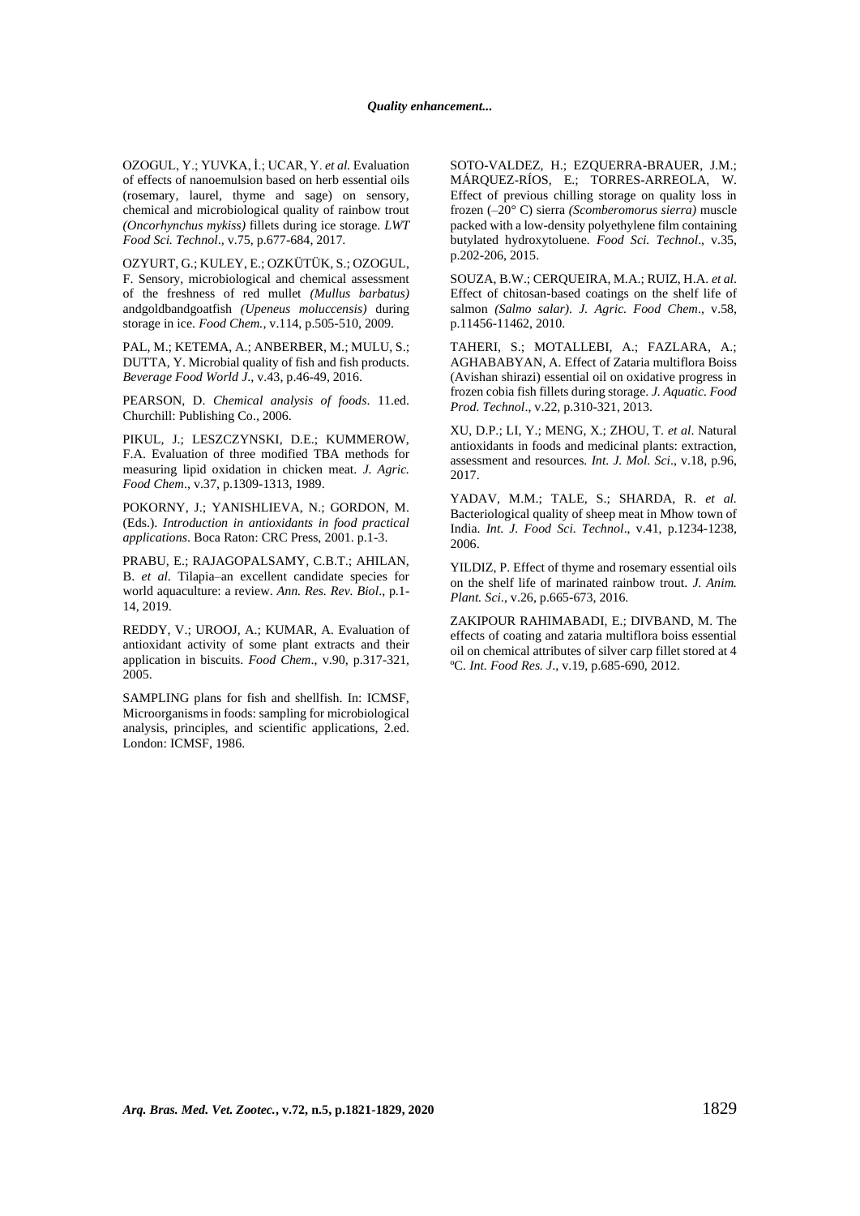OZOGUL, Y.; YUVKA, İ.; UCAR, Y. *et al.* Evaluation of effects of nanoemulsion based on herb essential oils (rosemary, laurel, thyme and sage) on sensory, chemical and microbiological quality of rainbow trout *(Oncorhynchus mykiss)* fillets during ice storage. *LWT Food Sci. Technol*., v.75, p.677-684, 2017.

OZYURT, G.; KULEY, E.; OZKÜTÜK, S.; OZOGUL, F. Sensory, microbiological and chemical assessment of the freshness of red mullet *(Mullus barbatus)* andgoldbandgoatfish *(Upeneus moluccensis)* during storage in ice. *Food Chem.*, v.114, p.505-510, 2009.

PAL, M.; KETEMA, A.; ANBERBER, M.; MULU, S.; DUTTA, Y. Microbial quality of fish and fish products. *Beverage Food World J*., v.43, p.46-49, 2016.

PEARSON, D. *Chemical analysis of foods*. 11.ed. Churchill: Publishing Co., 2006.

PIKUL, J.; LESZCZYNSKI, D.E.; KUMMEROW, F.A. Evaluation of three modified TBA methods for measuring lipid oxidation in chicken meat. *J. Agric. Food Chem*., v.37, p.1309-1313, 1989.

POKORNY, J.; YANISHLIEVA, N.; GORDON, M. (Eds.). *Introduction in antioxidants in food practical applications*. Boca Raton: CRC Press, 2001. p.1-3.

PRABU, E.; RAJAGOPALSAMY, C.B.T.; AHILAN, B. *et al.* Tilapia–an excellent candidate species for world aquaculture: a review. *Ann. Res. Rev. Biol*., p.1-14, 2019.

REDDY, V.; UROOJ, A.; KUMAR, A. Evaluation of antioxidant activity of some plant extracts and their application in biscuits. *Food Chem*., v.90, p.317-321, 2005.

SAMPLING plans for fish and shellfish. In: ICMSF, Microorganisms in foods: sampling for microbiological analysis, principles, and scientific applications, 2.ed. London: ICMSF, 1986.

SOTO-VALDEZ, H.; EZQUERRA-BRAUER, J.M.; MÁRQUEZ-RÍOS, E.; TORRES-ARREOLA, W. Effect of previous chilling storage on quality loss in frozen (–20° C) sierra *(Scomberomorus sierra)* muscle packed with a low-density polyethylene film containing butylated hydroxytoluene. *Food Sci. Technol*., v.35, p.202-206, 2015.

SOUZA, B.W.; CERQUEIRA, M.A.; RUIZ, H.A. *et al*. Effect of chitosan-based coatings on the shelf life of salmon *(Salmo salar)*. *J. Agric. Food Chem*., v.58, p.11456-11462, 2010.

TAHERI, S.; MOTALLEBI, A.; FAZLARA, A.; AGHABABYAN, A. Effect of Zataria multiflora Boiss (Avishan shirazi) essential oil on oxidative progress in frozen cobia fish fillets during storage. *J. Aquatic. Food Prod. Technol*., v.22, p.310-321, 2013.

XU, D.P.; LI, Y.; MENG, X.; ZHOU, T. *et al*. Natural antioxidants in foods and medicinal plants: extraction, assessment and resources. *Int. J. Mol. Sci*., v.18, p.96, 2017.

YADAV, M.M.; TALE, S.; SHARDA, R. *et al.* Bacteriological quality of sheep meat in Mhow town of India. *Int. J. Food Sci. Technol*., v.41, p.1234-1238, 2006.

YILDIZ, P. Effect of thyme and rosemary essential oils on the shelf life of marinated rainbow trout. *J. Anim. Plant. Sci*., v.26, p.665-673, 2016.

ZAKIPOUR RAHIMABADI, E.; DIVBAND, M. The effects of coating and zataria multiflora boiss essential oil on chemical attributes of silver carp fillet stored at 4 ºC. *Int. Food Res. J*., v.19, p.685-690, 2012.